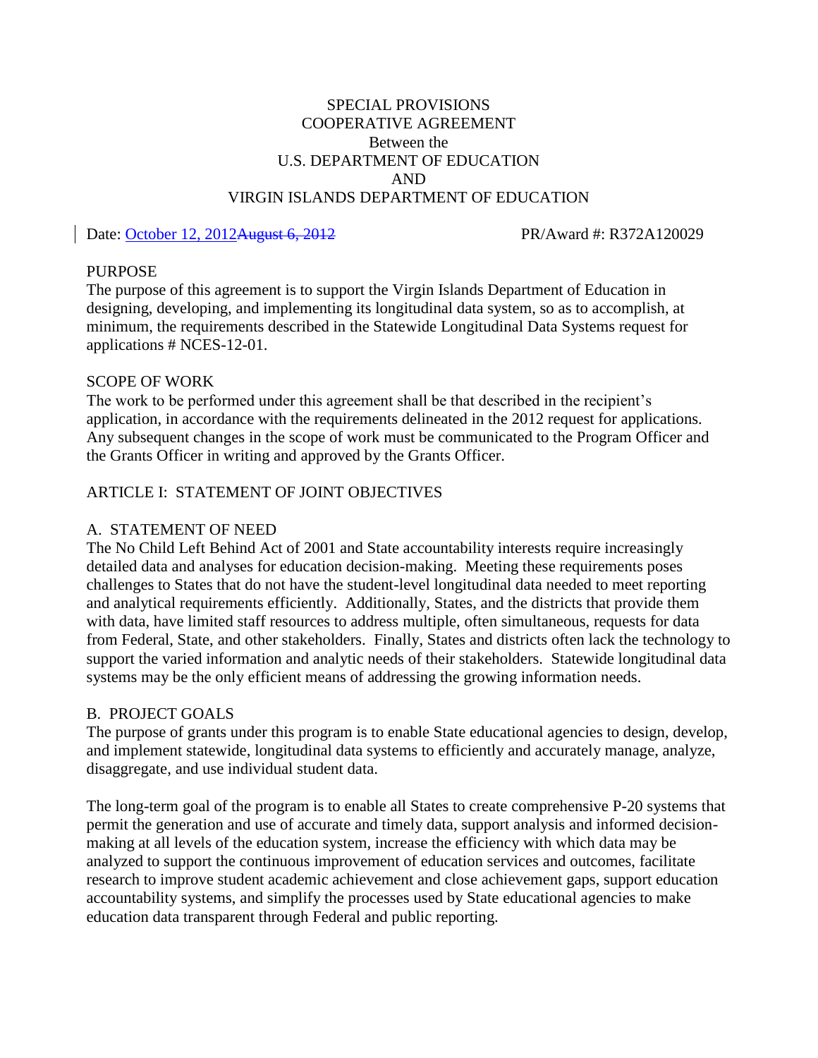SPECIAL PROVISIONS
COOPERATIVE AGREEMENT
Between the
U.S. DEPARTMENT OF EDUCATION
AND
VIRGIN ISLANDS DEPARTMENT OF EDUCATION

Date: October 12, 2012~~August 6, 2012~~ PR/Award #: R372A120029

PURPOSE

The purpose of this agreement is to support the Virgin Islands Department of Education in designing, developing, and implementing its longitudinal data system, so as to accomplish, at minimum, the requirements described in the Statewide Longitudinal Data Systems request for applications # NCES-12-01.

SCOPE OF WORK

The work to be performed under this agreement shall be that described in the recipient's application, in accordance with the requirements delineated in the 2012 request for applications. Any subsequent changes in the scope of work must be communicated to the Program Officer and the Grants Officer in writing and approved by the Grants Officer.

ARTICLE I: STATEMENT OF JOINT OBJECTIVES

A. STATEMENT OF NEED

The No Child Left Behind Act of 2001 and State accountability interests require increasingly detailed data and analyses for education decision-making. Meeting these requirements poses challenges to States that do not have the student-level longitudinal data needed to meet reporting and analytical requirements efficiently. Additionally, States, and the districts that provide them with data, have limited staff resources to address multiple, often simultaneous, requests for data from Federal, State, and other stakeholders. Finally, States and districts often lack the technology to support the varied information and analytic needs of their stakeholders. Statewide longitudinal data systems may be the only efficient means of addressing the growing information needs.

B. PROJECT GOALS

The purpose of grants under this program is to enable State educational agencies to design, develop, and implement statewide, longitudinal data systems to efficiently and accurately manage, analyze, disaggregate, and use individual student data.

The long-term goal of the program is to enable all States to create comprehensive P-20 systems that permit the generation and use of accurate and timely data, support analysis and informed decision-making at all levels of the education system, increase the efficiency with which data may be analyzed to support the continuous improvement of education services and outcomes, facilitate research to improve student academic achievement and close achievement gaps, support education accountability systems, and simplify the processes used by State educational agencies to make education data transparent through Federal and public reporting.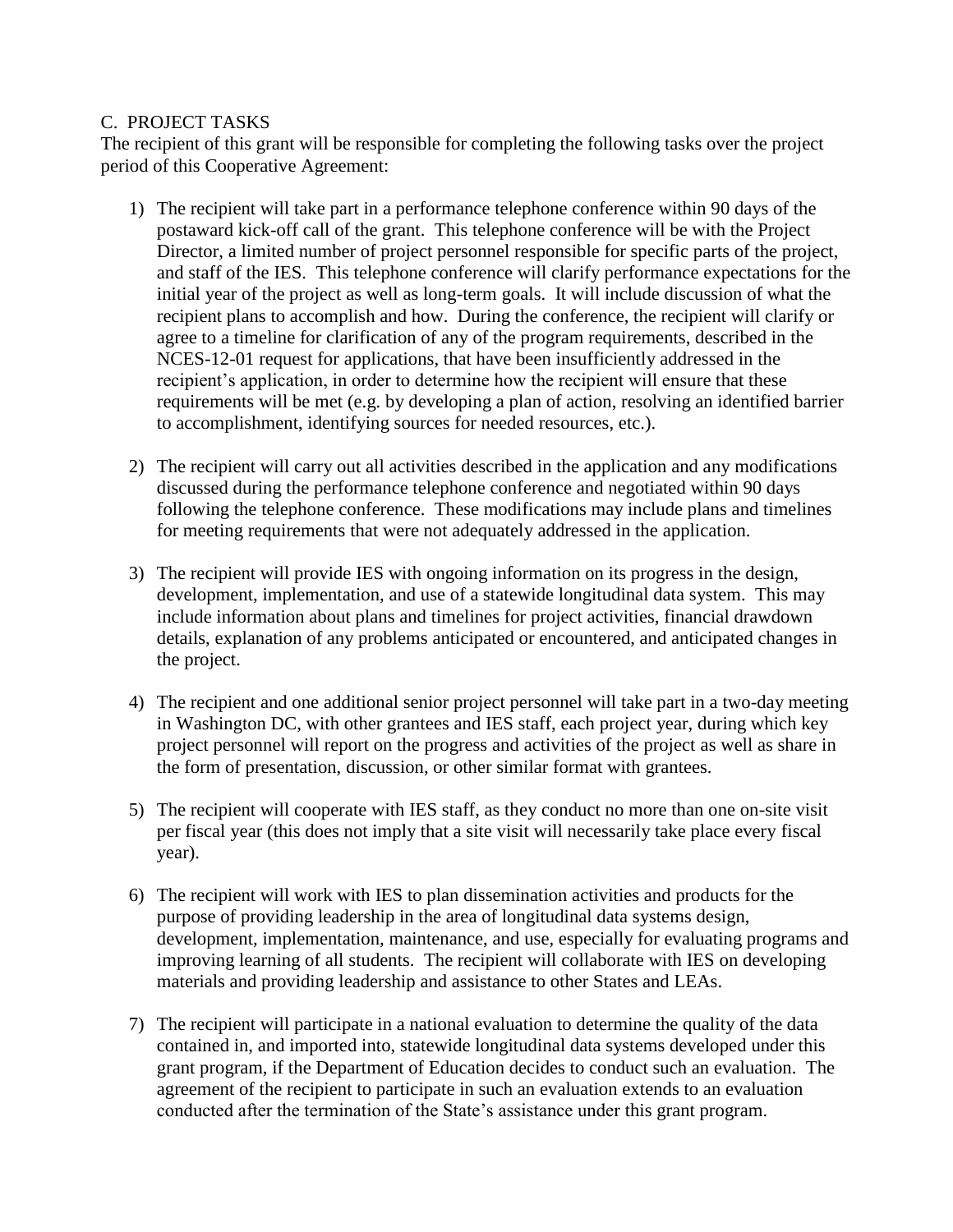## C. PROJECT TASKS

The recipient of this grant will be responsible for completing the following tasks over the project period of this Cooperative Agreement:

1) The recipient will take part in a performance telephone conference within 90 days of the postaward kick-off call of the grant. This telephone conference will be with the Project Director, a limited number of project personnel responsible for specific parts of the project, and staff of the IES. This telephone conference will clarify performance expectations for the initial year of the project as well as long-term goals. It will include discussion of what the recipient plans to accomplish and how. During the conference, the recipient will clarify or agree to a timeline for clarification of any of the program requirements, described in the NCES-12-01 request for applications, that have been insufficiently addressed in the recipient's application, in order to determine how the recipient will ensure that these requirements will be met (e.g. by developing a plan of action, resolving an identified barrier to accomplishment, identifying sources for needed resources, etc.).

2) The recipient will carry out all activities described in the application and any modifications discussed during the performance telephone conference and negotiated within 90 days following the telephone conference. These modifications may include plans and timelines for meeting requirements that were not adequately addressed in the application.

3) The recipient will provide IES with ongoing information on its progress in the design, development, implementation, and use of a statewide longitudinal data system. This may include information about plans and timelines for project activities, financial drawdown details, explanation of any problems anticipated or encountered, and anticipated changes in the project.

4) The recipient and one additional senior project personnel will take part in a two-day meeting in Washington DC, with other grantees and IES staff, each project year, during which key project personnel will report on the progress and activities of the project as well as share in the form of presentation, discussion, or other similar format with grantees.

5) The recipient will cooperate with IES staff, as they conduct no more than one on-site visit per fiscal year (this does not imply that a site visit will necessarily take place every fiscal year).

6) The recipient will work with IES to plan dissemination activities and products for the purpose of providing leadership in the area of longitudinal data systems design, development, implementation, maintenance, and use, especially for evaluating programs and improving learning of all students. The recipient will collaborate with IES on developing materials and providing leadership and assistance to other States and LEAs.

7) The recipient will participate in a national evaluation to determine the quality of the data contained in, and imported into, statewide longitudinal data systems developed under this grant program, if the Department of Education decides to conduct such an evaluation. The agreement of the recipient to participate in such an evaluation extends to an evaluation conducted after the termination of the State's assistance under this grant program.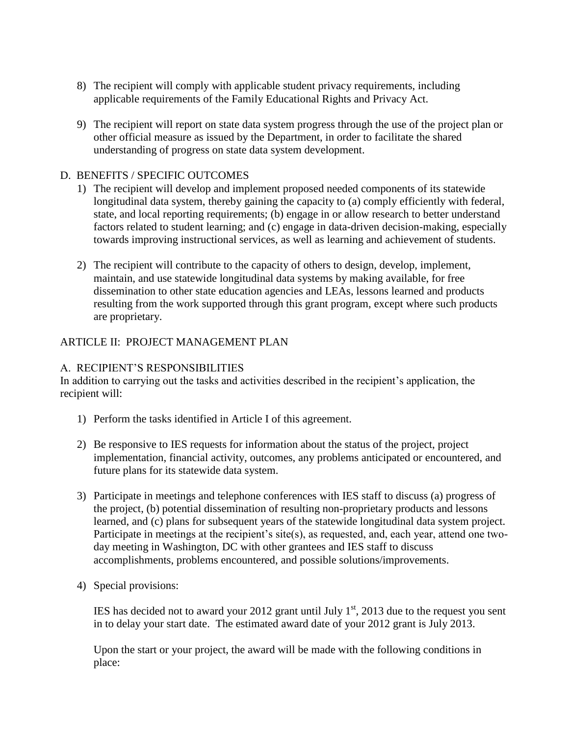8) The recipient will comply with applicable student privacy requirements, including applicable requirements of the Family Educational Rights and Privacy Act.

9) The recipient will report on state data system progress through the use of the project plan or other official measure as issued by the Department, in order to facilitate the shared understanding of progress on state data system development.

D. BENEFITS / SPECIFIC OUTCOMES

1) The recipient will develop and implement proposed needed components of its statewide longitudinal data system, thereby gaining the capacity to (a) comply efficiently with federal, state, and local reporting requirements; (b) engage in or allow research to better understand factors related to student learning; and (c) engage in data-driven decision-making, especially towards improving instructional services, as well as learning and achievement of students.

2) The recipient will contribute to the capacity of others to design, develop, implement, maintain, and use statewide longitudinal data systems by making available, for free dissemination to other state education agencies and LEAs, lessons learned and products resulting from the work supported through this grant program, except where such products are proprietary.

ARTICLE II: PROJECT MANAGEMENT PLAN

A. RECIPIENT'S RESPONSIBILITIES

In addition to carrying out the tasks and activities described in the recipient's application, the recipient will:

1) Perform the tasks identified in Article I of this agreement.

2) Be responsive to IES requests for information about the status of the project, project implementation, financial activity, outcomes, any problems anticipated or encountered, and future plans for its statewide data system.

3) Participate in meetings and telephone conferences with IES staff to discuss (a) progress of the project, (b) potential dissemination of resulting non-proprietary products and lessons learned, and (c) plans for subsequent years of the statewide longitudinal data system project. Participate in meetings at the recipient's site(s), as requested, and, each year, attend one two-day meeting in Washington, DC with other grantees and IES staff to discuss accomplishments, problems encountered, and possible solutions/improvements.

4) Special provisions:

   IES has decided not to award your 2012 grant until July 1st, 2013 due to the request you sent in to delay your start date. The estimated award date of your 2012 grant is July 2013.

   Upon the start or your project, the award will be made with the following conditions in place: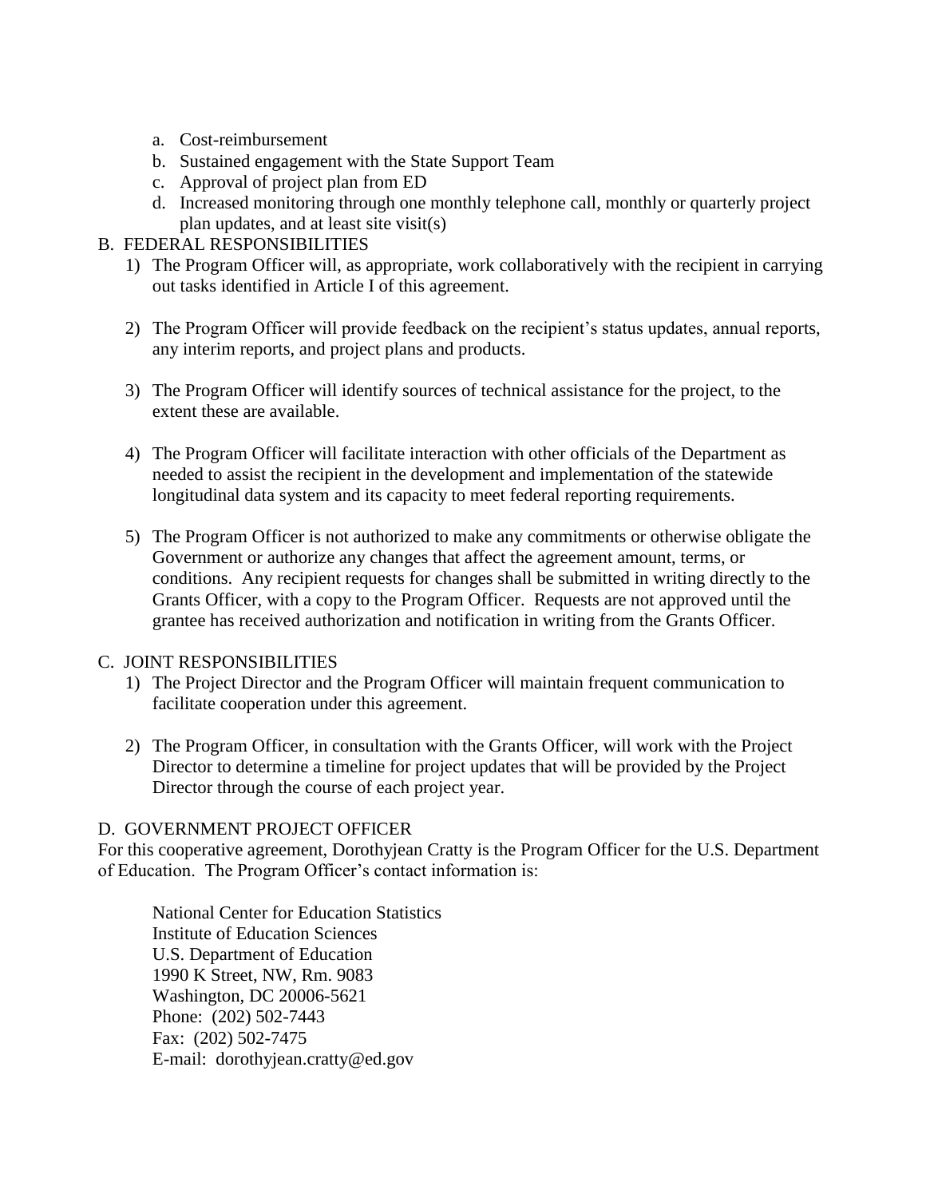a. Cost-reimbursement
b. Sustained engagement with the State Support Team
c. Approval of project plan from ED
d. Increased monitoring through one monthly telephone call, monthly or quarterly project plan updates, and at least site visit(s)

B. FEDERAL RESPONSIBILITIES

1) The Program Officer will, as appropriate, work collaboratively with the recipient in carrying out tasks identified in Article I of this agreement.

2) The Program Officer will provide feedback on the recipient's status updates, annual reports, any interim reports, and project plans and products.

3) The Program Officer will identify sources of technical assistance for the project, to the extent these are available.

4) The Program Officer will facilitate interaction with other officials of the Department as needed to assist the recipient in the development and implementation of the statewide longitudinal data system and its capacity to meet federal reporting requirements.

5) The Program Officer is not authorized to make any commitments or otherwise obligate the Government or authorize any changes that affect the agreement amount, terms, or conditions. Any recipient requests for changes shall be submitted in writing directly to the Grants Officer, with a copy to the Program Officer. Requests are not approved until the grantee has received authorization and notification in writing from the Grants Officer.

C. JOINT RESPONSIBILITIES

1) The Project Director and the Program Officer will maintain frequent communication to facilitate cooperation under this agreement.

2) The Program Officer, in consultation with the Grants Officer, will work with the Project Director to determine a timeline for project updates that will be provided by the Project Director through the course of each project year.

D. GOVERNMENT PROJECT OFFICER

For this cooperative agreement, Dorothyjean Cratty is the Program Officer for the U.S. Department of Education. The Program Officer's contact information is:

National Center for Education Statistics
Institute of Education Sciences
U.S. Department of Education
1990 K Street, NW, Rm. 9083
Washington, DC 20006-5621
Phone: (202) 502-7443
Fax: (202) 502-7475
E-mail: dorothyjean.cratty@ed.gov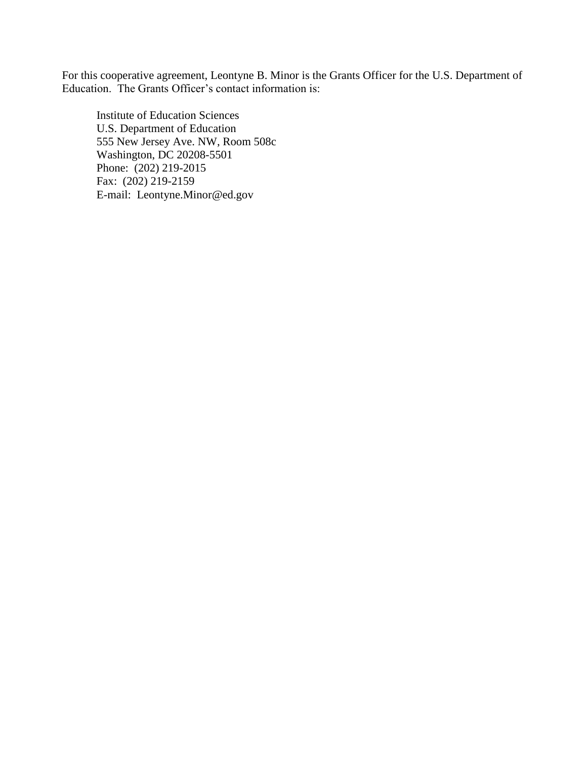For this cooperative agreement, Leontyne B. Minor is the Grants Officer for the U.S. Department of Education. The Grants Officer's contact information is:

Institute of Education Sciences
U.S. Department of Education
555 New Jersey Ave. NW, Room 508c
Washington, DC 20208-5501
Phone: (202) 219-2015
Fax: (202) 219-2159
E-mail: Leontyne.Minor@ed.gov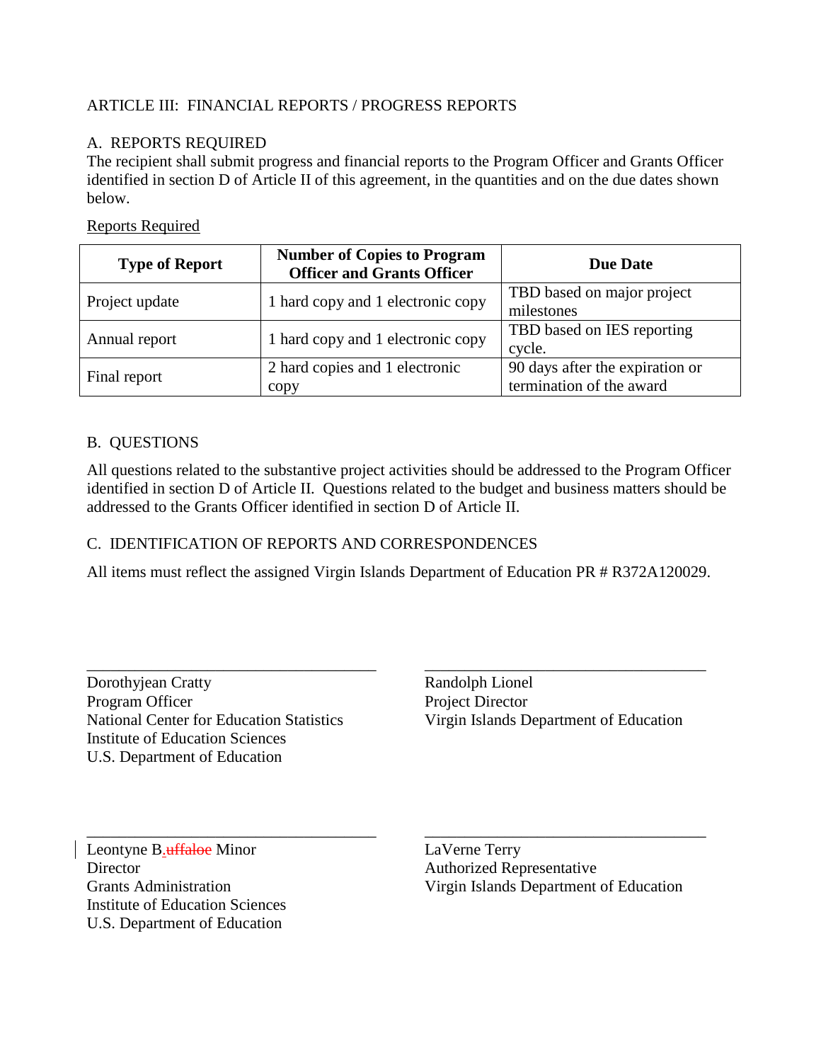ARTICLE III: FINANCIAL REPORTS / PROGRESS REPORTS

A. REPORTS REQUIRED
The recipient shall submit progress and financial reports to the Program Officer and Grants Officer identified in section D of Article II of this agreement, in the quantities and on the due dates shown below.

Reports Required

| Type of Report | Number of Copies to Program Officer and Grants Officer | Due Date |
|---|---|---|
| Project update | 1 hard copy and 1 electronic copy | TBD based on major project milestones |
| Annual report | 1 hard copy and 1 electronic copy | TBD based on IES reporting cycle. |
| Final report | 2 hard copies and 1 electronic copy | 90 days after the expiration or termination of the award |

B. QUESTIONS

All questions related to the substantive project activities should be addressed to the Program Officer identified in section D of Article II. Questions related to the budget and business matters should be addressed to the Grants Officer identified in section D of Article II.

C. IDENTIFICATION OF REPORTS AND CORRESPONDENCES

All items must reflect the assigned Virgin Islands Department of Education PR # R372A120029.

\_\_\_\_\_\_\_\_\_\_\_\_\_\_\_\_\_\_\_\_\_\_\_\_\_\_\_\_\_\_\_\_\_\_\_\_\_\_
Dorothyjean Cratty
Program Officer
National Center for Education Statistics
Institute of Education Sciences
U.S. Department of Education

\_\_\_\_\_\_\_\_\_\_\_\_\_\_\_\_\_\_\_\_\_\_\_\_\_\_\_\_\_\_\_\_\_\_\_\_\_\_
Randolph Lionel
Project Director
Virgin Islands Department of Education

\_\_\_\_\_\_\_\_\_\_\_\_\_\_\_\_\_\_\_\_\_\_\_\_\_\_\_\_\_\_\_\_\_\_\_\_\_\_
Leontyne B.~~uffaloe~~ Minor
Director
Grants Administration
Institute of Education Sciences
U.S. Department of Education

\_\_\_\_\_\_\_\_\_\_\_\_\_\_\_\_\_\_\_\_\_\_\_\_\_\_\_\_\_\_\_\_\_\_\_\_\_\_
LaVerne Terry
Authorized Representative
Virgin Islands Department of Education